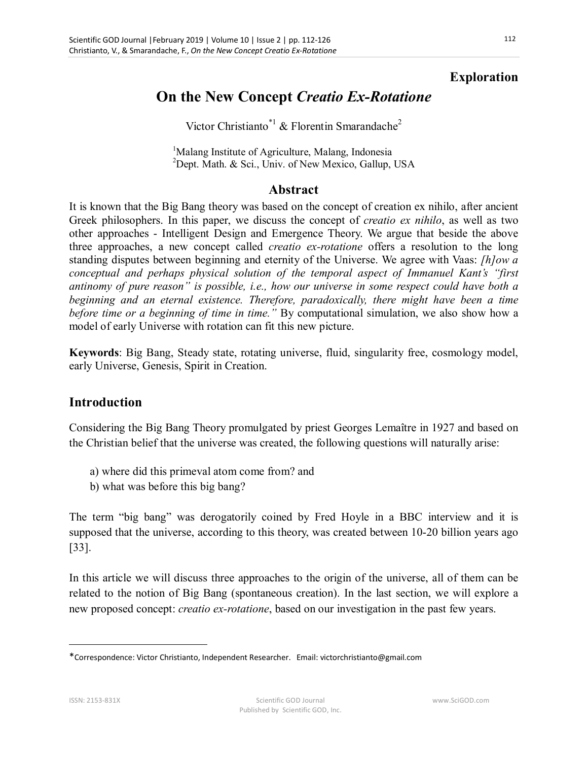**Exploration**

# On the New Concept *Creatio Ex-Rotatione*

Victor Christianto*[1] & Florentin Smarandache[2]

[1]Malang Institute of Agriculture, Malang, Indonesia
[2]Dept. Math. & Sci., Univ. of New Mexico, Gallup, USA

## Abstract

It is known that the Big Bang theory was based on the concept of creation ex nihilo, after ancient Greek philosophers. In this paper, we discuss the concept of *creatio ex nihilo*, as well as two other approaches - Intelligent Design and Emergence Theory. We argue that beside the above three approaches, a new concept called *creatio ex-rotatione* offers a resolution to the long standing disputes between beginning and eternity of the Universe. We agree with Vaas: *[h]ow a conceptual and perhaps physical solution of the temporal aspect of Immanuel Kant's "first antinomy of pure reason" is possible, i.e., how our universe in some respect could have both a beginning and an eternal existence. Therefore, paradoxically, there might have been a time before time or a beginning of time in time."* By computational simulation, we also show how a model of early Universe with rotation can fit this new picture.

**Keywords**: Big Bang, Steady state, rotating universe, fluid, singularity free, cosmology model, early Universe, Genesis, Spirit in Creation.

## Introduction

Considering the Big Bang Theory promulgated by priest Georges Lemaître in 1927 and based on the Christian belief that the universe was created, the following questions will naturally arise:

a) where did this primeval atom come from? and
b) what was before this big bang?

The term "big bang" was derogatorily coined by Fred Hoyle in a BBC interview and it is supposed that the universe, according to this theory, was created between 10-20 billion years ago [33].

In this article we will discuss three approaches to the origin of the universe, all of them can be related to the notion of Big Bang (spontaneous creation). In the last section, we will explore a new proposed concept: *creatio ex-rotatione*, based on our investigation in the past few years.

---

*Correspondence: Victor Christianto, Independent Researcher. Email: victorchristianto@gmail.com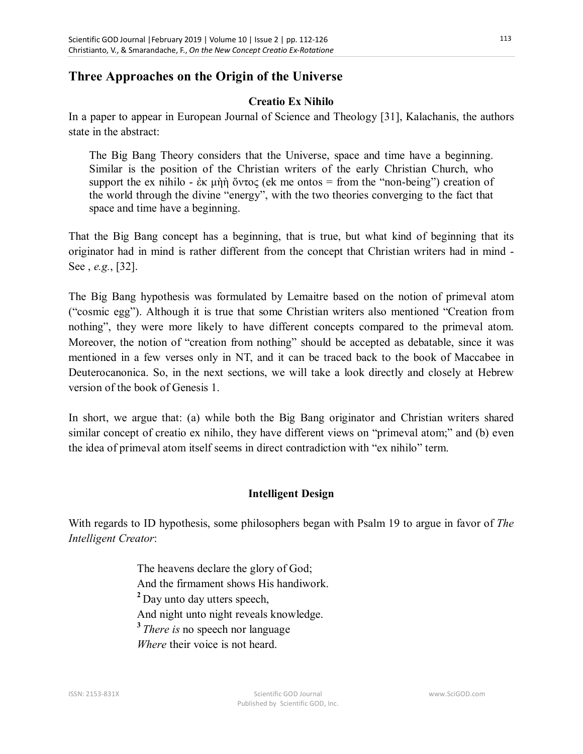## Three Approaches on the Origin of the Universe

### Creatio Ex Nihilo

In a paper to appear in European Journal of Science and Theology [31], Kalachanis, the authors state in the abstract:

> The Big Bang Theory considers that the Universe, space and time have a beginning. Similar is the position of the Christian writers of the early Christian Church, who support the ex nihilo - ἐκ μὴὴ ὄντος (ek me ontos = from the "non-being") creation of the world through the divine "energy", with the two theories converging to the fact that space and time have a beginning.

That the Big Bang concept has a beginning, that is true, but what kind of beginning that its originator had in mind is rather different from the concept that Christian writers had in mind - See , *e.g.*, [32].

The Big Bang hypothesis was formulated by Lemaitre based on the notion of primeval atom ("cosmic egg"). Although it is true that some Christian writers also mentioned "Creation from nothing", they were more likely to have different concepts compared to the primeval atom. Moreover, the notion of "creation from nothing" should be accepted as debatable, since it was mentioned in a few verses only in NT, and it can be traced back to the book of Maccabee in Deuterocanonica. So, in the next sections, we will take a look directly and closely at Hebrew version of the book of Genesis 1.

In short, we argue that: (a) while both the Big Bang originator and Christian writers shared similar concept of creatio ex nihilo, they have different views on "primeval atom;" and (b) even the idea of primeval atom itself seems in direct contradiction with "ex nihilo" term.

### Intelligent Design

With regards to ID hypothesis, some philosophers began with Psalm 19 to argue in favor of *The Intelligent Creator*:

> The heavens declare the glory of God;
> And the firmament shows His handiwork.
> [2] Day unto day utters speech,
> And night unto night reveals knowledge.
> [3] *There is* no speech nor language
> *Where* their voice is not heard.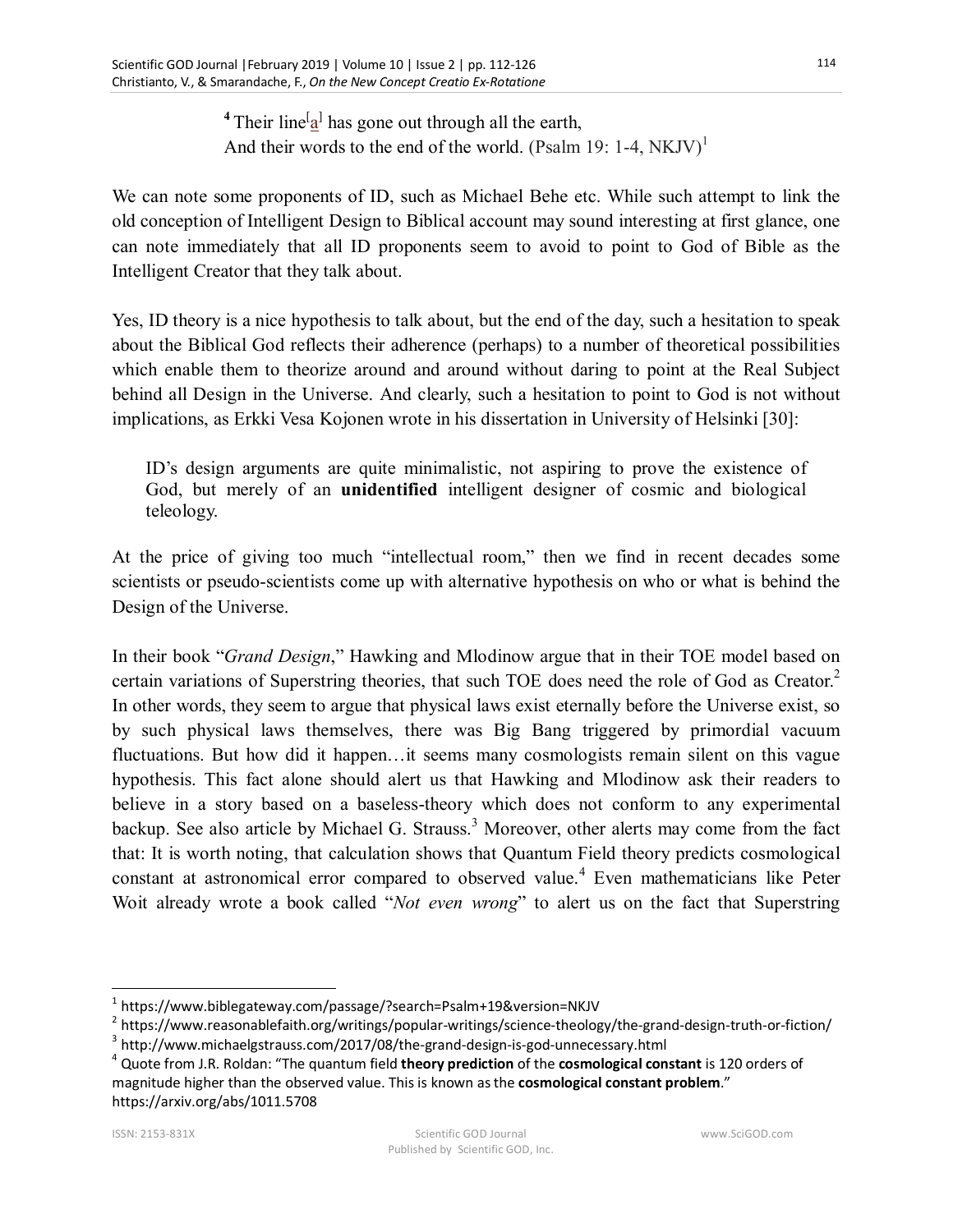**4** Their line[a] has gone out through all the earth,
And their words to the end of the world. (Psalm 19: 1-4, NKJV)[1]

We can note some proponents of ID, such as Michael Behe etc. While such attempt to link the old conception of Intelligent Design to Biblical account may sound interesting at first glance, one can note immediately that all ID proponents seem to avoid to point to God of Bible as the Intelligent Creator that they talk about.

Yes, ID theory is a nice hypothesis to talk about, but the end of the day, such a hesitation to speak about the Biblical God reflects their adherence (perhaps) to a number of theoretical possibilities which enable them to theorize around and around without daring to point at the Real Subject behind all Design in the Universe. And clearly, such a hesitation to point to God is not without implications, as Erkki Vesa Kojonen wrote in his dissertation in University of Helsinki [30]:

> ID's design arguments are quite minimalistic, not aspiring to prove the existence of God, but merely of an **unidentified** intelligent designer of cosmic and biological teleology.

At the price of giving too much "intellectual room," then we find in recent decades some scientists or pseudo-scientists come up with alternative hypothesis on who or what is behind the Design of the Universe.

In their book "*Grand Design*," Hawking and Mlodinow argue that in their TOE model based on certain variations of Superstring theories, that such TOE does need the role of God as Creator.[2] In other words, they seem to argue that physical laws exist eternally before the Universe exist, so by such physical laws themselves, there was Big Bang triggered by primordial vacuum fluctuations. But how did it happen…it seems many cosmologists remain silent on this vague hypothesis. This fact alone should alert us that Hawking and Mlodinow ask their readers to believe in a story based on a baseless-theory which does not conform to any experimental backup. See also article by Michael G. Strauss.[3] Moreover, other alerts may come from the fact that: It is worth noting, that calculation shows that Quantum Field theory predicts cosmological constant at astronomical error compared to observed value.[4] Even mathematicians like Peter Woit already wrote a book called "*Not even wrong*" to alert us on the fact that Superstring

---

[1] https://www.biblegateway.com/passage/?search=Psalm+19&version=NKJV

[2] https://www.reasonablefaith.org/writings/popular-writings/science-theology/the-grand-design-truth-or-fiction/

[3] http://www.michaelgstrauss.com/2017/08/the-grand-design-is-god-unnecessary.html

[4] Quote from J.R. Roldan: "The quantum field **theory prediction** of the **cosmological constant** is 120 orders of magnitude higher than the observed value. This is known as the **cosmological constant problem**." https://arxiv.org/abs/1011.5708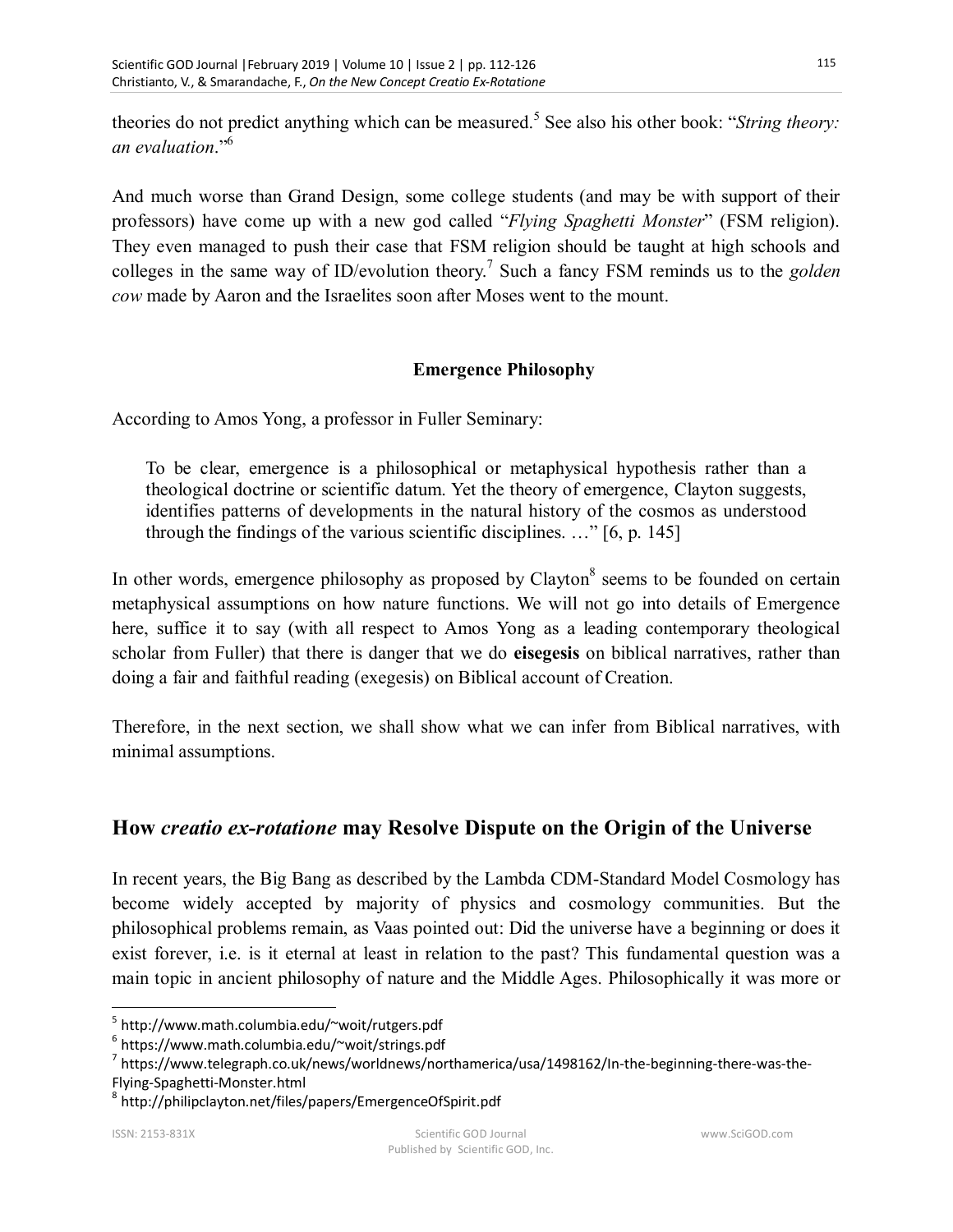theories do not predict anything which can be measured.[5] See also his other book: "*String theory: an evaluation*."[6]

And much worse than Grand Design, some college students (and may be with support of their professors) have come up with a new god called "*Flying Spaghetti Monster*" (FSM religion). They even managed to push their case that FSM religion should be taught at high schools and colleges in the same way of ID/evolution theory.[7] Such a fancy FSM reminds us to the *golden cow* made by Aaron and the Israelites soon after Moses went to the mount.

### Emergence Philosophy

According to Amos Yong, a professor in Fuller Seminary:

> To be clear, emergence is a philosophical or metaphysical hypothesis rather than a theological doctrine or scientific datum. Yet the theory of emergence, Clayton suggests, identifies patterns of developments in the natural history of the cosmos as understood through the findings of the various scientific disciplines. …" [6, p. 145]

In other words, emergence philosophy as proposed by Clayton[8] seems to be founded on certain metaphysical assumptions on how nature functions. We will not go into details of Emergence here, suffice it to say (with all respect to Amos Yong as a leading contemporary theological scholar from Fuller) that there is danger that we do **eisegesis** on biblical narratives, rather than doing a fair and faithful reading (exegesis) on Biblical account of Creation.

Therefore, in the next section, we shall show what we can infer from Biblical narratives, with minimal assumptions.

## How *creatio ex-rotatione* may Resolve Dispute on the Origin of the Universe

In recent years, the Big Bang as described by the Lambda CDM-Standard Model Cosmology has become widely accepted by majority of physics and cosmology communities. But the philosophical problems remain, as Vaas pointed out: Did the universe have a beginning or does it exist forever, i.e. is it eternal at least in relation to the past? This fundamental question was a main topic in ancient philosophy of nature and the Middle Ages. Philosophically it was more or

---

[5] http://www.math.columbia.edu/~woit/rutgers.pdf

[6] https://www.math.columbia.edu/~woit/strings.pdf

[7] https://www.telegraph.co.uk/news/worldnews/northamerica/usa/1498162/In-the-beginning-there-was-the-Flying-Spaghetti-Monster.html

[8] http://philipclayton.net/files/papers/EmergenceOfSpirit.pdf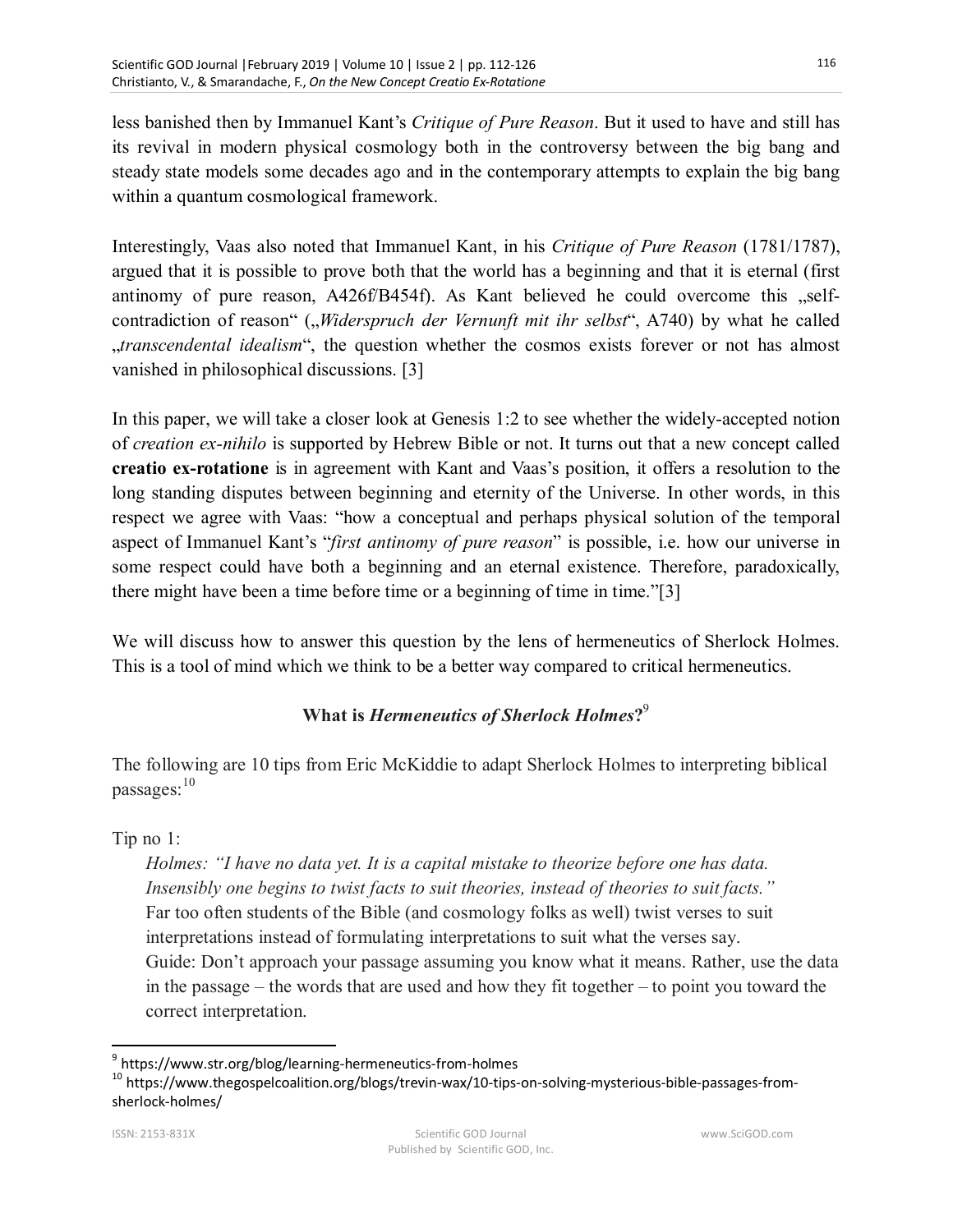less banished then by Immanuel Kant's *Critique of Pure Reason*. But it used to have and still has its revival in modern physical cosmology both in the controversy between the big bang and steady state models some decades ago and in the contemporary attempts to explain the big bang within a quantum cosmological framework.

Interestingly, Vaas also noted that Immanuel Kant, in his *Critique of Pure Reason* (1781/1787), argued that it is possible to prove both that the world has a beginning and that it is eternal (first antinomy of pure reason, A426f/B454f). As Kant believed he could overcome this „self-contradiction of reason" („*Widerspruch der Vernunft mit ihr selbst*", A740) by what he called „*transcendental idealism*", the question whether the cosmos exists forever or not has almost vanished in philosophical discussions. [3]

In this paper, we will take a closer look at Genesis 1:2 to see whether the widely-accepted notion of *creation ex-nihilo* is supported by Hebrew Bible or not. It turns out that a new concept called **creatio ex-rotatione** is in agreement with Kant and Vaas's position, it offers a resolution to the long standing disputes between beginning and eternity of the Universe. In other words, in this respect we agree with Vaas: "how a conceptual and perhaps physical solution of the temporal aspect of Immanuel Kant's "*first antinomy of pure reason*" is possible, i.e. how our universe in some respect could have both a beginning and an eternal existence. Therefore, paradoxically, there might have been a time before time or a beginning of time in time."[3]

We will discuss how to answer this question by the lens of hermeneutics of Sherlock Holmes. This is a tool of mind which we think to be a better way compared to critical hermeneutics.

### What is *Hermeneutics of Sherlock Holmes*?[9]

The following are 10 tips from Eric McKiddie to adapt Sherlock Holmes to interpreting biblical passages:[10]

Tip no 1:

> *Holmes: "I have no data yet. It is a capital mistake to theorize before one has data. Insensibly one begins to twist facts to suit theories, instead of theories to suit facts."*
> Far too often students of the Bible (and cosmology folks as well) twist verses to suit interpretations instead of formulating interpretations to suit what the verses say.
> Guide: Don't approach your passage assuming you know what it means. Rather, use the data in the passage – the words that are used and how they fit together – to point you toward the correct interpretation.

---

[9] https://www.str.org/blog/learning-hermeneutics-from-holmes

[10] https://www.thegospelcoalition.org/blogs/trevin-wax/10-tips-on-solving-mysterious-bible-passages-from-sherlock-holmes/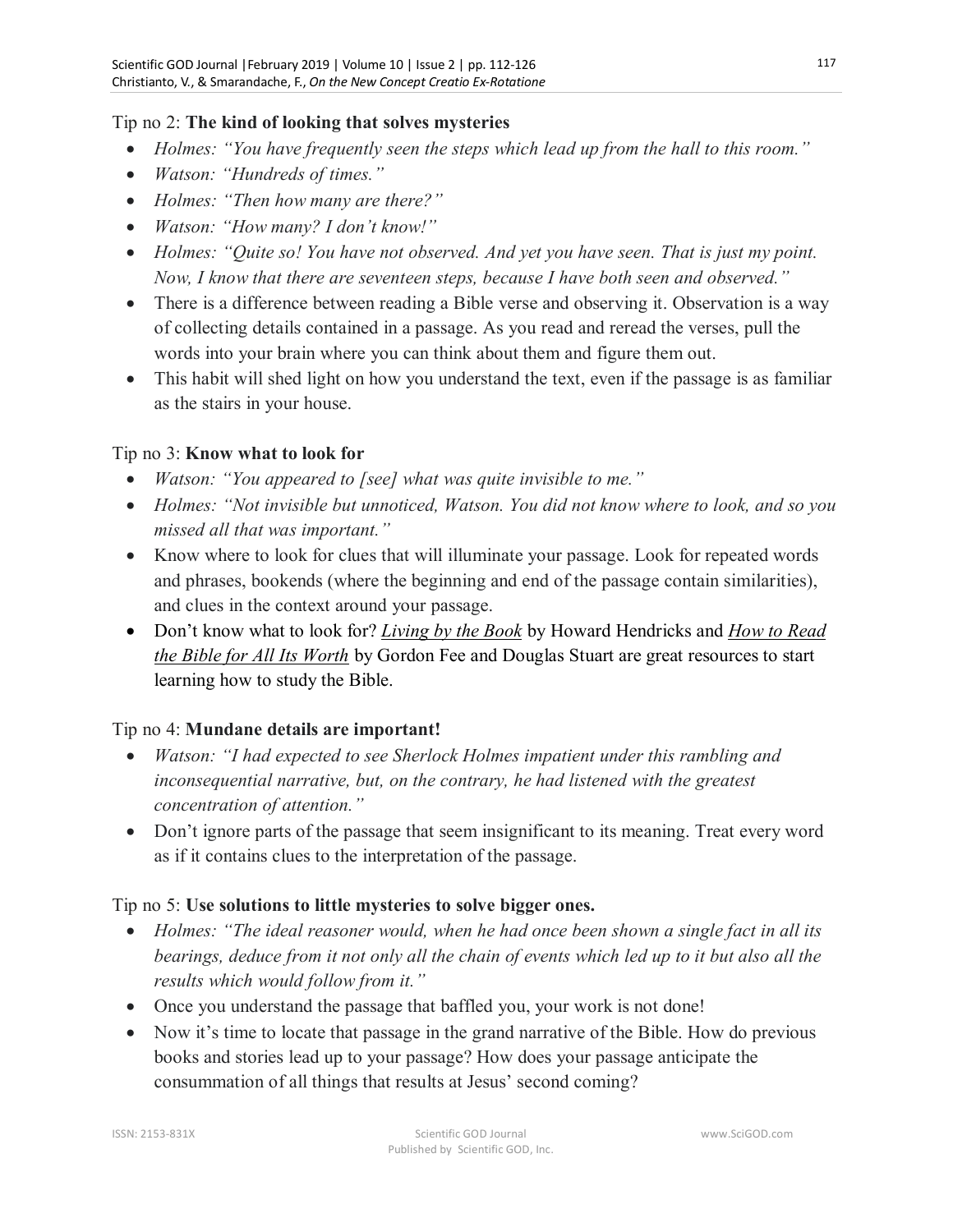Tip no 2: **The kind of looking that solves mysteries**

- *Holmes: "You have frequently seen the steps which lead up from the hall to this room."*
- *Watson: "Hundreds of times."*
- *Holmes: "Then how many are there?"*
- *Watson: "How many? I don't know!"*
- *Holmes: "Quite so! You have not observed. And yet you have seen. That is just my point. Now, I know that there are seventeen steps, because I have both seen and observed."*
- There is a difference between reading a Bible verse and observing it. Observation is a way of collecting details contained in a passage. As you read and reread the verses, pull the words into your brain where you can think about them and figure them out.
- This habit will shed light on how you understand the text, even if the passage is as familiar as the stairs in your house.

Tip no 3: **Know what to look for**

- *Watson: "You appeared to [see] what was quite invisible to me."*
- *Holmes: "Not invisible but unnoticed, Watson. You did not know where to look, and so you missed all that was important."*
- Know where to look for clues that will illuminate your passage. Look for repeated words and phrases, bookends (where the beginning and end of the passage contain similarities), and clues in the context around your passage.
- Don't know what to look for? *Living by the Book* by Howard Hendricks and *How to Read the Bible for All Its Worth* by Gordon Fee and Douglas Stuart are great resources to start learning how to study the Bible.

Tip no 4: **Mundane details are important!**

- *Watson: "I had expected to see Sherlock Holmes impatient under this rambling and inconsequential narrative, but, on the contrary, he had listened with the greatest concentration of attention."*
- Don't ignore parts of the passage that seem insignificant to its meaning. Treat every word as if it contains clues to the interpretation of the passage.

Tip no 5: **Use solutions to little mysteries to solve bigger ones.**

- *Holmes: "The ideal reasoner would, when he had once been shown a single fact in all its bearings, deduce from it not only all the chain of events which led up to it but also all the results which would follow from it."*
- Once you understand the passage that baffled you, your work is not done!
- Now it's time to locate that passage in the grand narrative of the Bible. How do previous books and stories lead up to your passage? How does your passage anticipate the consummation of all things that results at Jesus' second coming?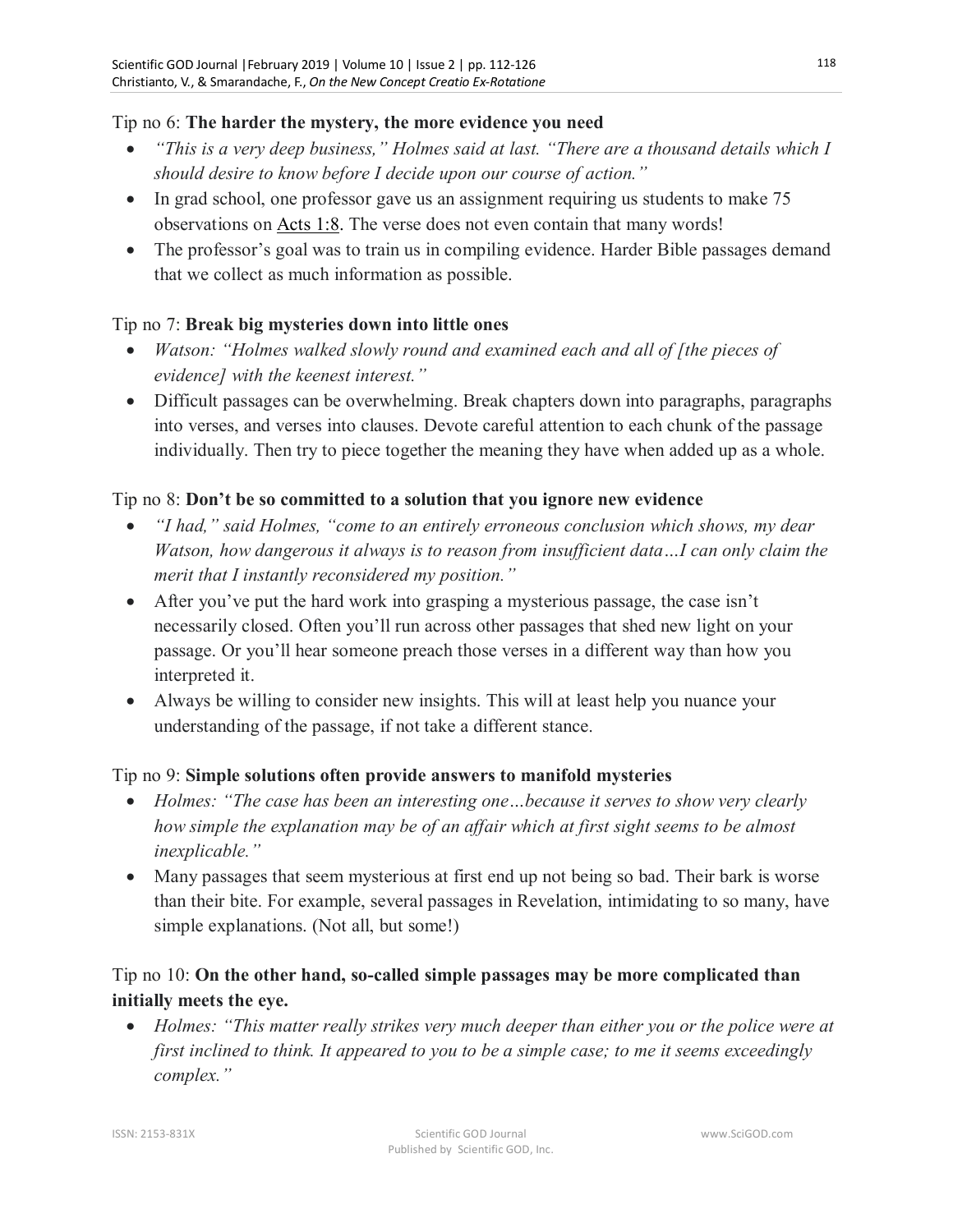Tip no 6: **The harder the mystery, the more evidence you need**

- *"This is a very deep business," Holmes said at last. "There are a thousand details which I should desire to know before I decide upon our course of action."*
- In grad school, one professor gave us an assignment requiring us students to make 75 observations on Acts 1:8. The verse does not even contain that many words!
- The professor's goal was to train us in compiling evidence. Harder Bible passages demand that we collect as much information as possible.

Tip no 7: **Break big mysteries down into little ones**

- *Watson: "Holmes walked slowly round and examined each and all of [the pieces of evidence] with the keenest interest."*
- Difficult passages can be overwhelming. Break chapters down into paragraphs, paragraphs into verses, and verses into clauses. Devote careful attention to each chunk of the passage individually. Then try to piece together the meaning they have when added up as a whole.

Tip no 8: **Don't be so committed to a solution that you ignore new evidence**

- *"I had," said Holmes, "come to an entirely erroneous conclusion which shows, my dear Watson, how dangerous it always is to reason from insufficient data…I can only claim the merit that I instantly reconsidered my position."*
- After you've put the hard work into grasping a mysterious passage, the case isn't necessarily closed. Often you'll run across other passages that shed new light on your passage. Or you'll hear someone preach those verses in a different way than how you interpreted it.
- Always be willing to consider new insights. This will at least help you nuance your understanding of the passage, if not take a different stance.

Tip no 9: **Simple solutions often provide answers to manifold mysteries**

- *Holmes: "The case has been an interesting one…because it serves to show very clearly how simple the explanation may be of an affair which at first sight seems to be almost inexplicable."*
- Many passages that seem mysterious at first end up not being so bad. Their bark is worse than their bite. For example, several passages in Revelation, intimidating to so many, have simple explanations. (Not all, but some!)

Tip no 10: **On the other hand, so-called simple passages may be more complicated than initially meets the eye.**

- *Holmes: "This matter really strikes very much deeper than either you or the police were at first inclined to think. It appeared to you to be a simple case; to me it seems exceedingly complex."*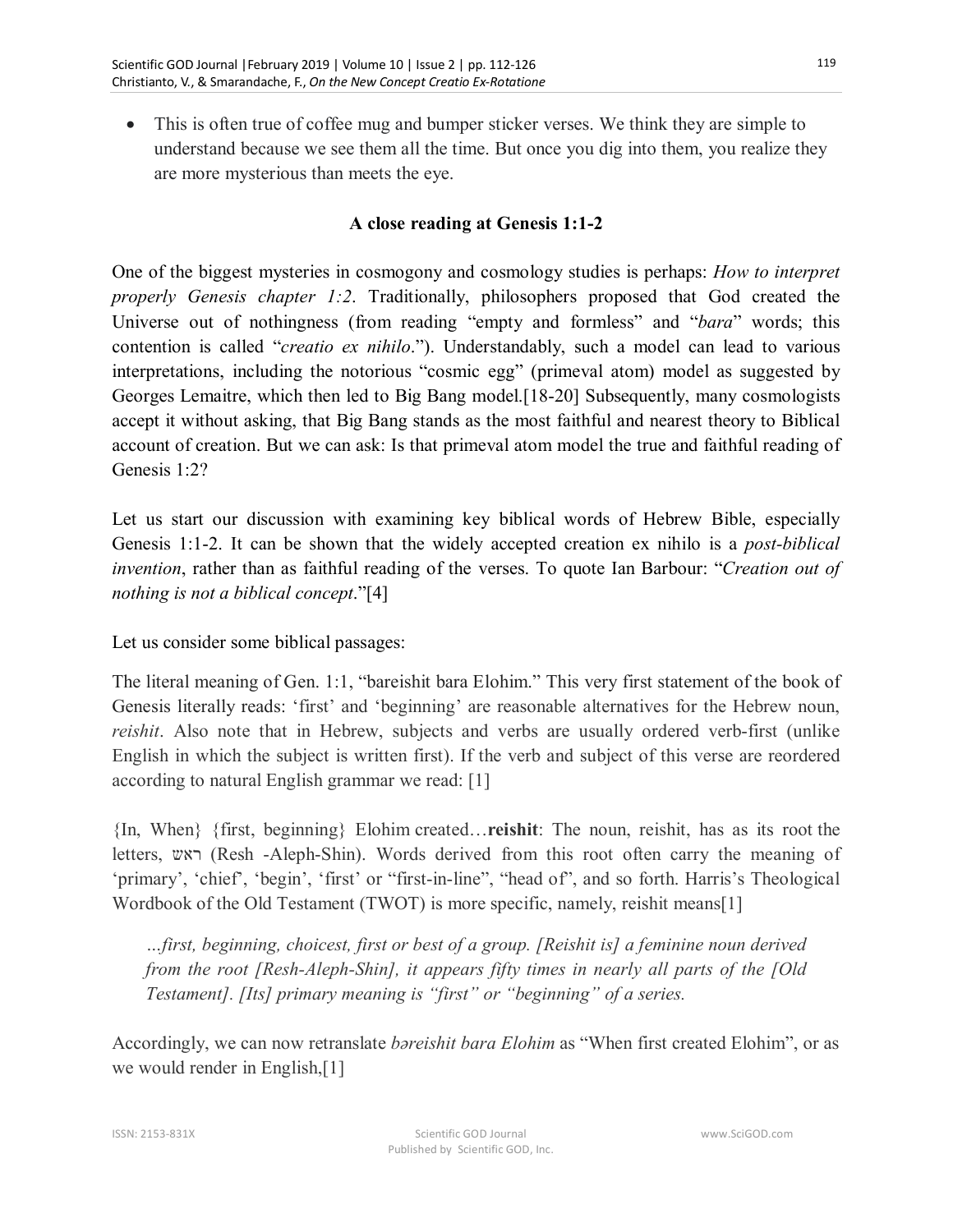- This is often true of coffee mug and bumper sticker verses. We think they are simple to understand because we see them all the time. But once you dig into them, you realize they are more mysterious than meets the eye.

## A close reading at Genesis 1:1-2

One of the biggest mysteries in cosmogony and cosmology studies is perhaps: *How to interpret properly Genesis chapter 1:2*. Traditionally, philosophers proposed that God created the Universe out of nothingness (from reading "empty and formless" and "*bara*" words; this contention is called "*creatio ex nihilo*."). Understandably, such a model can lead to various interpretations, including the notorious "cosmic egg" (primeval atom) model as suggested by Georges Lemaitre, which then led to Big Bang model.[18-20] Subsequently, many cosmologists accept it without asking, that Big Bang stands as the most faithful and nearest theory to Biblical account of creation. But we can ask: Is that primeval atom model the true and faithful reading of Genesis 1:2?

Let us start our discussion with examining key biblical words of Hebrew Bible, especially Genesis 1:1-2. It can be shown that the widely accepted creation ex nihilo is a *post-biblical invention*, rather than as faithful reading of the verses. To quote Ian Barbour: "*Creation out of nothing is not a biblical concept*."[4]

Let us consider some biblical passages:

The literal meaning of Gen. 1:1, "bareishit bara Elohim." This very first statement of the book of Genesis literally reads: 'first' and 'beginning' are reasonable alternatives for the Hebrew noun, *reishit*. Also note that in Hebrew, subjects and verbs are usually ordered verb-first (unlike English in which the subject is written first). If the verb and subject of this verse are reordered according to natural English grammar we read: [1]

{In, When} {first, beginning} Elohim created…**reishit**: The noun, reishit, has as its root the letters, ראש (Resh -Aleph-Shin). Words derived from this root often carry the meaning of 'primary', 'chief', 'begin', 'first' or "first-in-line", "head of", and so forth. Harris's Theological Wordbook of the Old Testament (TWOT) is more specific, namely, reishit means[1]

> *…first, beginning, choicest, first or best of a group. [Reishit is] a feminine noun derived from the root [Resh-Aleph-Shin], it appears fifty times in nearly all parts of the [Old Testament]. [Its] primary meaning is "first" or "beginning" of a series.*

Accordingly, we can now retranslate *bəreishit bara Elohim* as "When first created Elohim", or as we would render in English,[1]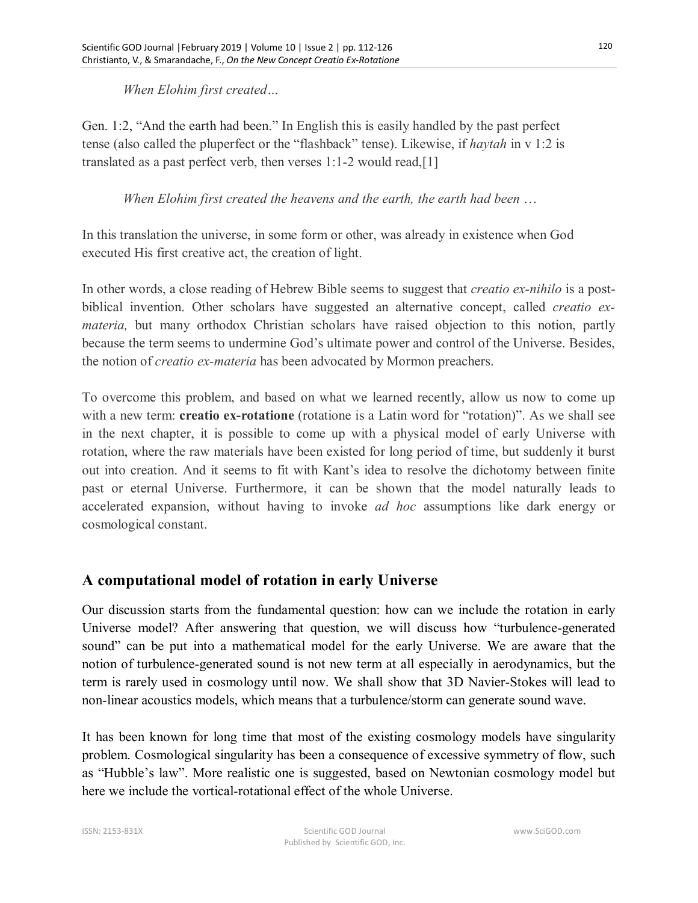*When Elohim first created…*

Gen. 1:2, "And the earth had been." In English this is easily handled by the past perfect tense (also called the pluperfect or the "flashback" tense). Likewise, if *haytah* in v 1:2 is translated as a past perfect verb, then verses 1:1-2 would read,[1]

*When Elohim first created the heavens and the earth, the earth had been* …

In this translation the universe, in some form or other, was already in existence when God executed His first creative act, the creation of light.

In other words, a close reading of Hebrew Bible seems to suggest that *creatio ex-nihilo* is a post-biblical invention. Other scholars have suggested an alternative concept, called *creatio ex-materia,* but many orthodox Christian scholars have raised objection to this notion, partly because the term seems to undermine God's ultimate power and control of the Universe. Besides, the notion of *creatio ex-materia* has been advocated by Mormon preachers.

To overcome this problem, and based on what we learned recently, allow us now to come up with a new term: **creatio ex-rotatione** (rotatione is a Latin word for "rotation)". As we shall see in the next chapter, it is possible to come up with a physical model of early Universe with rotation, where the raw materials have been existed for long period of time, but suddenly it burst out into creation. And it seems to fit with Kant's idea to resolve the dichotomy between finite past or eternal Universe. Furthermore, it can be shown that the model naturally leads to accelerated expansion, without having to invoke *ad hoc* assumptions like dark energy or cosmological constant.

## A computational model of rotation in early Universe

Our discussion starts from the fundamental question: how can we include the rotation in early Universe model? After answering that question, we will discuss how "turbulence-generated sound" can be put into a mathematical model for the early Universe. We are aware that the notion of turbulence-generated sound is not new term at all especially in aerodynamics, but the term is rarely used in cosmology until now. We shall show that 3D Navier-Stokes will lead to non-linear acoustics models, which means that a turbulence/storm can generate sound wave.

It has been known for long time that most of the existing cosmology models have singularity problem. Cosmological singularity has been a consequence of excessive symmetry of flow, such as "Hubble's law". More realistic one is suggested, based on Newtonian cosmology model but here we include the vortical-rotational effect of the whole Universe.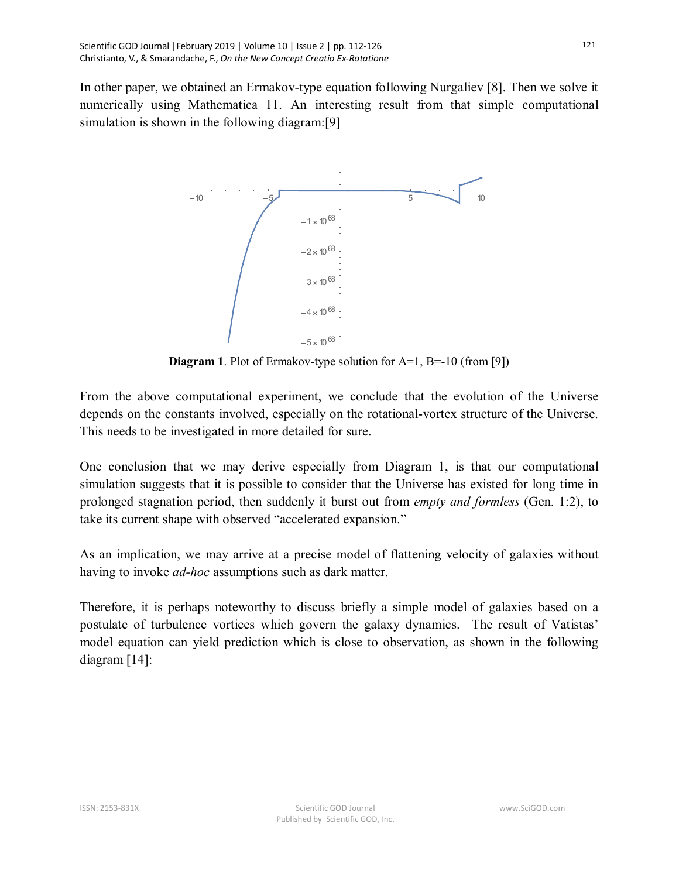In other paper, we obtained an Ermakov-type equation following Nurgaliev [8]. Then we solve it numerically using Mathematica 11. An interesting result from that simple computational simulation is shown in the following diagram:[9]

**Diagram 1**. Plot of Ermakov-type solution for A=1, B=-10 (from [9])

From the above computational experiment, we conclude that the evolution of the Universe depends on the constants involved, especially on the rotational-vortex structure of the Universe. This needs to be investigated in more detailed for sure.

One conclusion that we may derive especially from Diagram 1, is that our computational simulation suggests that it is possible to consider that the Universe has existed for long time in prolonged stagnation period, then suddenly it burst out from *empty and formless* (Gen. 1:2), to take its current shape with observed "accelerated expansion."

As an implication, we may arrive at a precise model of flattening velocity of galaxies without having to invoke *ad-hoc* assumptions such as dark matter.

Therefore, it is perhaps noteworthy to discuss briefly a simple model of galaxies based on a postulate of turbulence vortices which govern the galaxy dynamics. The result of Vatistas' model equation can yield prediction which is close to observation, as shown in the following diagram [14]: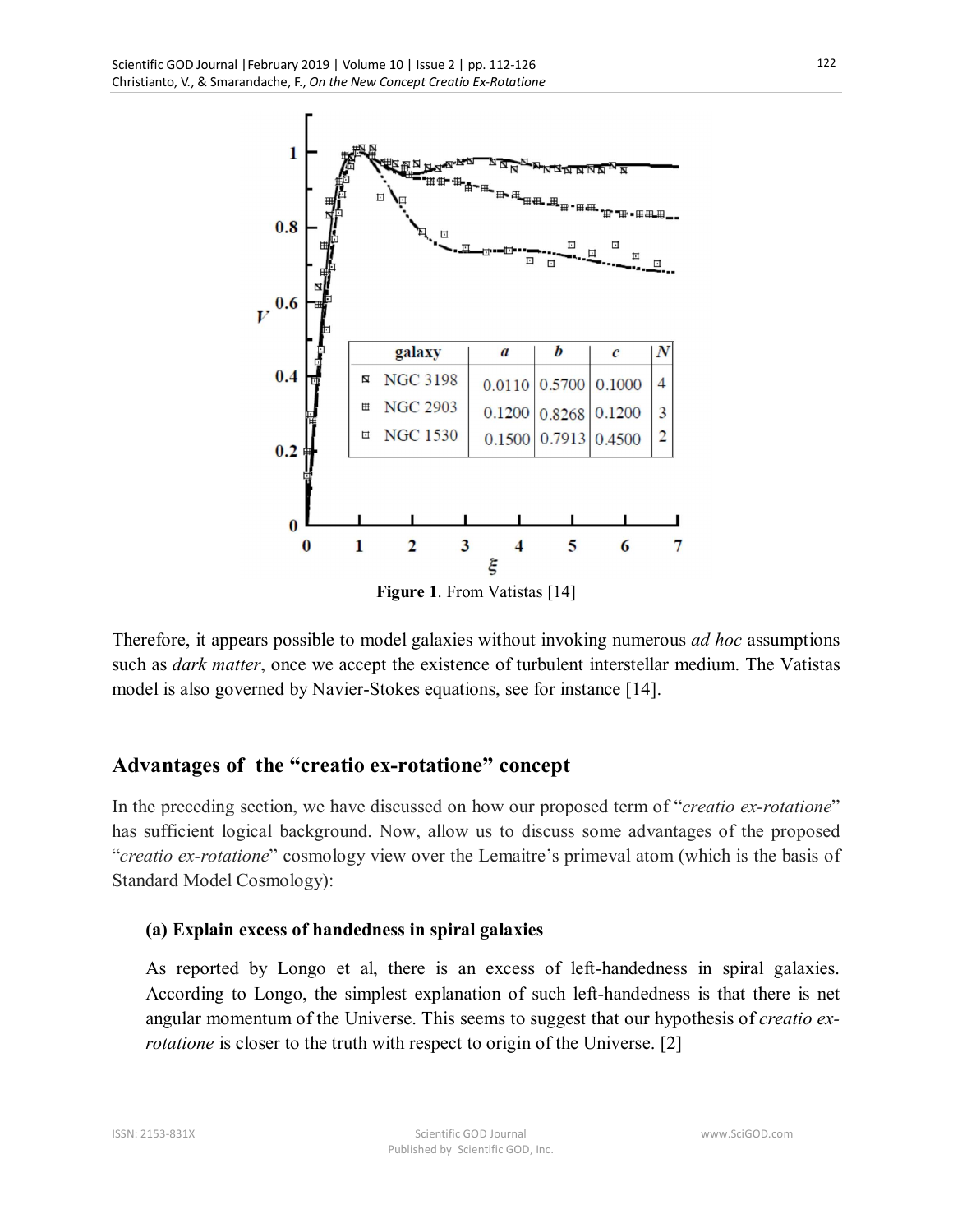Figure 1. From Vatistas [14]

Therefore, it appears possible to model galaxies without invoking numerous *ad hoc* assumptions such as *dark matter*, once we accept the existence of turbulent interstellar medium. The Vatistas model is also governed by Navier-Stokes equations, see for instance [14].

## Advantages of the "creatio ex-rotatione" concept

In the preceding section, we have discussed on how our proposed term of "*creatio ex-rotatione*" has sufficient logical background. Now, allow us to discuss some advantages of the proposed "*creatio ex-rotatione*" cosmology view over the Lemaitre's primeval atom (which is the basis of Standard Model Cosmology):

### (a) Explain excess of handedness in spiral galaxies

As reported by Longo et al, there is an excess of left-handedness in spiral galaxies. According to Longo, the simplest explanation of such left-handedness is that there is net angular momentum of the Universe. This seems to suggest that our hypothesis of *creatio ex-rotatione* is closer to the truth with respect to origin of the Universe. [2]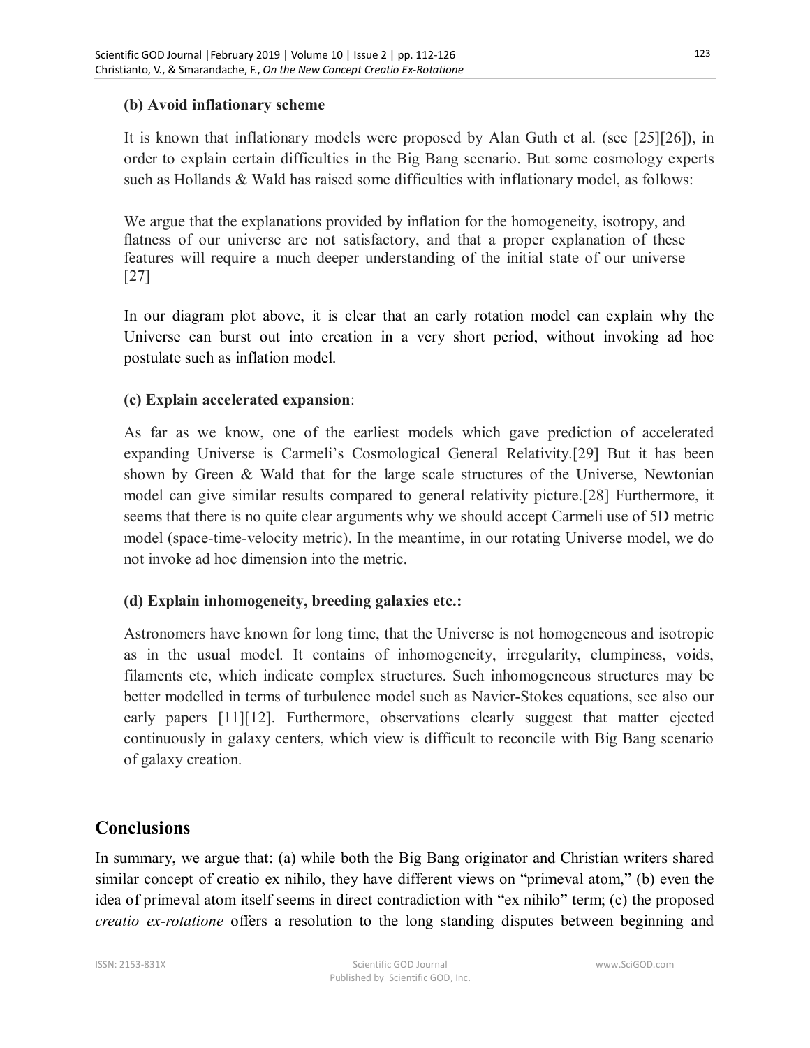**(b) Avoid inflationary scheme**

It is known that inflationary models were proposed by Alan Guth et al. (see [25][26]), in order to explain certain difficulties in the Big Bang scenario. But some cosmology experts such as Hollands & Wald has raised some difficulties with inflationary model, as follows:

> We argue that the explanations provided by inflation for the homogeneity, isotropy, and flatness of our universe are not satisfactory, and that a proper explanation of these features will require a much deeper understanding of the initial state of our universe [27]

In our diagram plot above, it is clear that an early rotation model can explain why the Universe can burst out into creation in a very short period, without invoking ad hoc postulate such as inflation model.

**(c) Explain accelerated expansion**:

As far as we know, one of the earliest models which gave prediction of accelerated expanding Universe is Carmeli's Cosmological General Relativity.[29] But it has been shown by Green & Wald that for the large scale structures of the Universe, Newtonian model can give similar results compared to general relativity picture.[28] Furthermore, it seems that there is no quite clear arguments why we should accept Carmeli use of 5D metric model (space-time-velocity metric). In the meantime, in our rotating Universe model, we do not invoke ad hoc dimension into the metric.

**(d) Explain inhomogeneity, breeding galaxies etc.:**

Astronomers have known for long time, that the Universe is not homogeneous and isotropic as in the usual model. It contains of inhomogeneity, irregularity, clumpiness, voids, filaments etc, which indicate complex structures. Such inhomogeneous structures may be better modelled in terms of turbulence model such as Navier-Stokes equations, see also our early papers [11][12]. Furthermore, observations clearly suggest that matter ejected continuously in galaxy centers, which view is difficult to reconcile with Big Bang scenario of galaxy creation.

## Conclusions

In summary, we argue that: (a) while both the Big Bang originator and Christian writers shared similar concept of creatio ex nihilo, they have different views on "primeval atom," (b) even the idea of primeval atom itself seems in direct contradiction with "ex nihilo" term; (c) the proposed *creatio ex-rotatione* offers a resolution to the long standing disputes between beginning and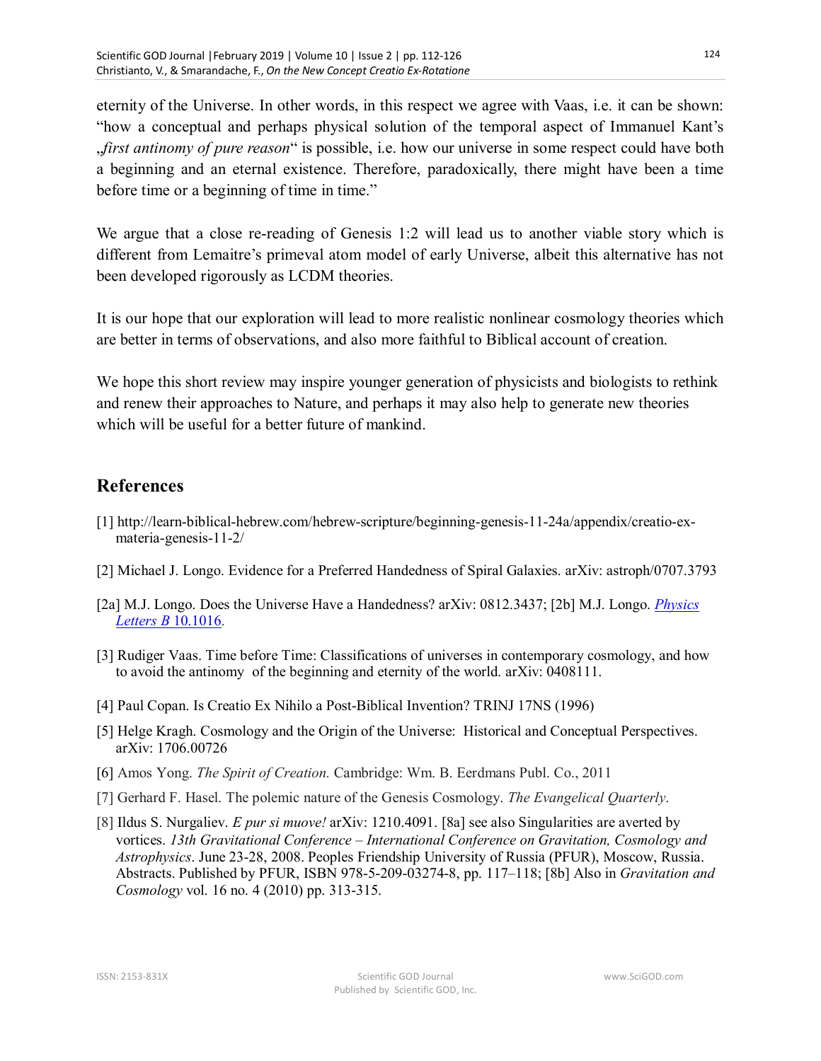eternity of the Universe. In other words, in this respect we agree with Vaas, i.e. it can be shown: "how a conceptual and perhaps physical solution of the temporal aspect of Immanuel Kant's „*first antinomy of pure reason*" is possible, i.e. how our universe in some respect could have both a beginning and an eternal existence. Therefore, paradoxically, there might have been a time before time or a beginning of time in time."

We argue that a close re-reading of Genesis 1:2 will lead us to another viable story which is different from Lemaitre's primeval atom model of early Universe, albeit this alternative has not been developed rigorously as LCDM theories.

It is our hope that our exploration will lead to more realistic nonlinear cosmology theories which are better in terms of observations, and also more faithful to Biblical account of creation.

We hope this short review may inspire younger generation of physicists and biologists to rethink and renew their approaches to Nature, and perhaps it may also help to generate new theories which will be useful for a better future of mankind.

## References

[1] http://learn-biblical-hebrew.com/hebrew-scripture/beginning-genesis-11-24a/appendix/creatio-ex-materia-genesis-11-2/

[2] Michael J. Longo. Evidence for a Preferred Handedness of Spiral Galaxies. arXiv: astroph/0707.3793

[2a] M.J. Longo. Does the Universe Have a Handedness? arXiv: 0812.3437; [2b] M.J. Longo. *Physics Letters B* 10.1016.

[3] Rudiger Vaas. Time before Time: Classifications of universes in contemporary cosmology, and how to avoid the antinomy of the beginning and eternity of the world. arXiv: 0408111.

[4] Paul Copan. Is Creatio Ex Nihilo a Post-Biblical Invention? TRINJ 17NS (1996)

[5] Helge Kragh. Cosmology and the Origin of the Universe: Historical and Conceptual Perspectives. arXiv: 1706.00726

[6] Amos Yong. *The Spirit of Creation.* Cambridge: Wm. B. Eerdmans Publ. Co., 2011

[7] Gerhard F. Hasel. The polemic nature of the Genesis Cosmology. *The Evangelical Quarterly*.

[8] Ildus S. Nurgaliev. *E pur si muove!* arXiv: 1210.4091. [8a] see also Singularities are averted by vortices. *13th Gravitational Conference – International Conference on Gravitation, Cosmology and Astrophysics*. June 23-28, 2008. Peoples Friendship University of Russia (PFUR), Moscow, Russia. Abstracts. Published by PFUR, ISBN 978-5-209-03274-8, pp. 117–118; [8b] Also in *Gravitation and Cosmology* vol. 16 no. 4 (2010) pp. 313-315.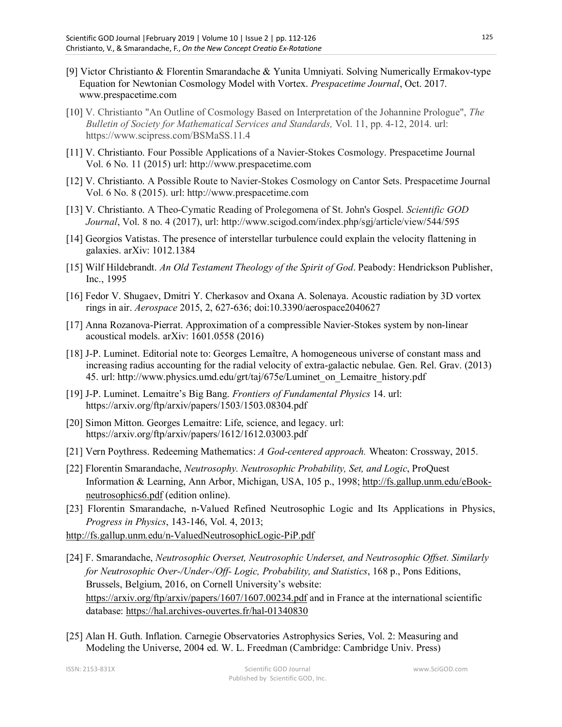[9] Victor Christianto & Florentin Smarandache & Yunita Umniyati. Solving Numerically Ermakov-type Equation for Newtonian Cosmology Model with Vortex. *Prespacetime Journal*, Oct. 2017. www.prespacetime.com

[10] V. Christianto "An Outline of Cosmology Based on Interpretation of the Johannine Prologue", *The Bulletin of Society for Mathematical Services and Standards,* Vol. 11, pp. 4-12, 2014. url: https://www.scipress.com/BSMaSS.11.4

[11] V. Christianto. Four Possible Applications of a Navier-Stokes Cosmology. Prespacetime Journal Vol. 6 No. 11 (2015) url: http://www.prespacetime.com

[12] V. Christianto. A Possible Route to Navier-Stokes Cosmology on Cantor Sets. Prespacetime Journal Vol. 6 No. 8 (2015). url: http://www.prespacetime.com

[13] V. Christianto. A Theo-Cymatic Reading of Prolegomena of St. John's Gospel. *Scientific GOD Journal*, Vol. 8 no. 4 (2017), url: http://www.scigod.com/index.php/sgj/article/view/544/595

[14] Georgios Vatistas. The presence of interstellar turbulence could explain the velocity flattening in galaxies. arXiv: 1012.1384

[15] Wilf Hildebrandt. *An Old Testament Theology of the Spirit of God*. Peabody: Hendrickson Publisher, Inc., 1995

[16] Fedor V. Shugaev, Dmitri Y. Cherkasov and Oxana A. Solenaya. Acoustic radiation by 3D vortex rings in air. *Aerospace* 2015, 2, 627-636; doi:10.3390/aerospace2040627

[17] Anna Rozanova-Pierrat. Approximation of a compressible Navier-Stokes system by non-linear acoustical models. arXiv: 1601.0558 (2016)

[18] J-P. Luminet. Editorial note to: Georges Lemaître, A homogeneous universe of constant mass and increasing radius accounting for the radial velocity of extra-galactic nebulae. Gen. Rel. Grav. (2013) 45. url: http://www.physics.umd.edu/grt/taj/675e/Luminet_on_Lemaitre_history.pdf

[19] J-P. Luminet. Lemaitre's Big Bang. *Frontiers of Fundamental Physics* 14. url: https://arxiv.org/ftp/arxiv/papers/1503/1503.08304.pdf

[20] Simon Mitton. Georges Lemaitre: Life, science, and legacy. url: https://arxiv.org/ftp/arxiv/papers/1612/1612.03003.pdf

[21] Vern Poythress. Redeeming Mathematics: *A God-centered approach.* Wheaton: Crossway, 2015.

[22] Florentin Smarandache, *Neutrosophy. Neutrosophic Probability, Set, and Logic*, ProQuest Information & Learning, Ann Arbor, Michigan, USA, 105 p., 1998; http://fs.gallup.unm.edu/eBook-neutrosophics6.pdf (edition online).

[23] Florentin Smarandache, n-Valued Refined Neutrosophic Logic and Its Applications in Physics, *Progress in Physics*, 143-146, Vol. 4, 2013; http://fs.gallup.unm.edu/n-ValuedNeutrosophicLogic-PiP.pdf

[24] F. Smarandache, *Neutrosophic Overset, Neutrosophic Underset, and Neutrosophic Offset. Similarly for Neutrosophic Over-/Under-/Off- Logic, Probability, and Statistics*, 168 p., Pons Editions, Brussels, Belgium, 2016, on Cornell University's website: https://arxiv.org/ftp/arxiv/papers/1607/1607.00234.pdf and in France at the international scientific database: https://hal.archives-ouvertes.fr/hal-01340830

[25] Alan H. Guth. Inflation. Carnegie Observatories Astrophysics Series, Vol. 2: Measuring and Modeling the Universe, 2004 ed. W. L. Freedman (Cambridge: Cambridge Univ. Press)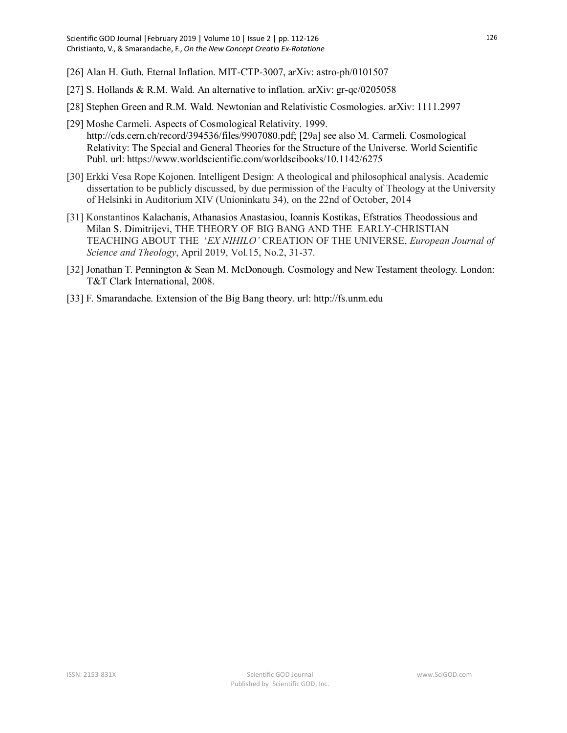[26] Alan H. Guth. Eternal Inflation. MIT-CTP-3007, arXiv: astro-ph/0101507

[27] S. Hollands & R.M. Wald. An alternative to inflation. arXiv: gr-qc/0205058

[28] Stephen Green and R.M. Wald. Newtonian and Relativistic Cosmologies. arXiv: 1111.2997

[29] Moshe Carmeli. Aspects of Cosmological Relativity. 1999. http://cds.cern.ch/record/394536/files/9907080.pdf; [29a] see also M. Carmeli. Cosmological Relativity: The Special and General Theories for the Structure of the Universe. World Scientific Publ. url: https://www.worldscientific.com/worldscibooks/10.1142/6275

[30] Erkki Vesa Rope Kojonen. Intelligent Design: A theological and philosophical analysis. Academic dissertation to be publicly discussed, by due permission of the Faculty of Theology at the University of Helsinki in Auditorium XIV (Unioninkatu 34), on the 22nd of October, 2014

[31] Konstantinos Kalachanis, Athanasios Anastasiou, Ioannis Kostikas, Efstratios Theodossious and Milan S. Dimitrijevi, THE THEORY OF BIG BANG AND THE EARLY-CHRISTIAN TEACHING ABOUT THE '*EX NIHILO'* CREATION OF THE UNIVERSE, *European Journal of Science and Theology*, April 2019, Vol.15, No.2, 31-37.

[32] Jonathan T. Pennington & Sean M. McDonough. Cosmology and New Testament theology. London: T&T Clark International, 2008.

[33] F. Smarandache. Extension of the Big Bang theory. url: http://fs.unm.edu